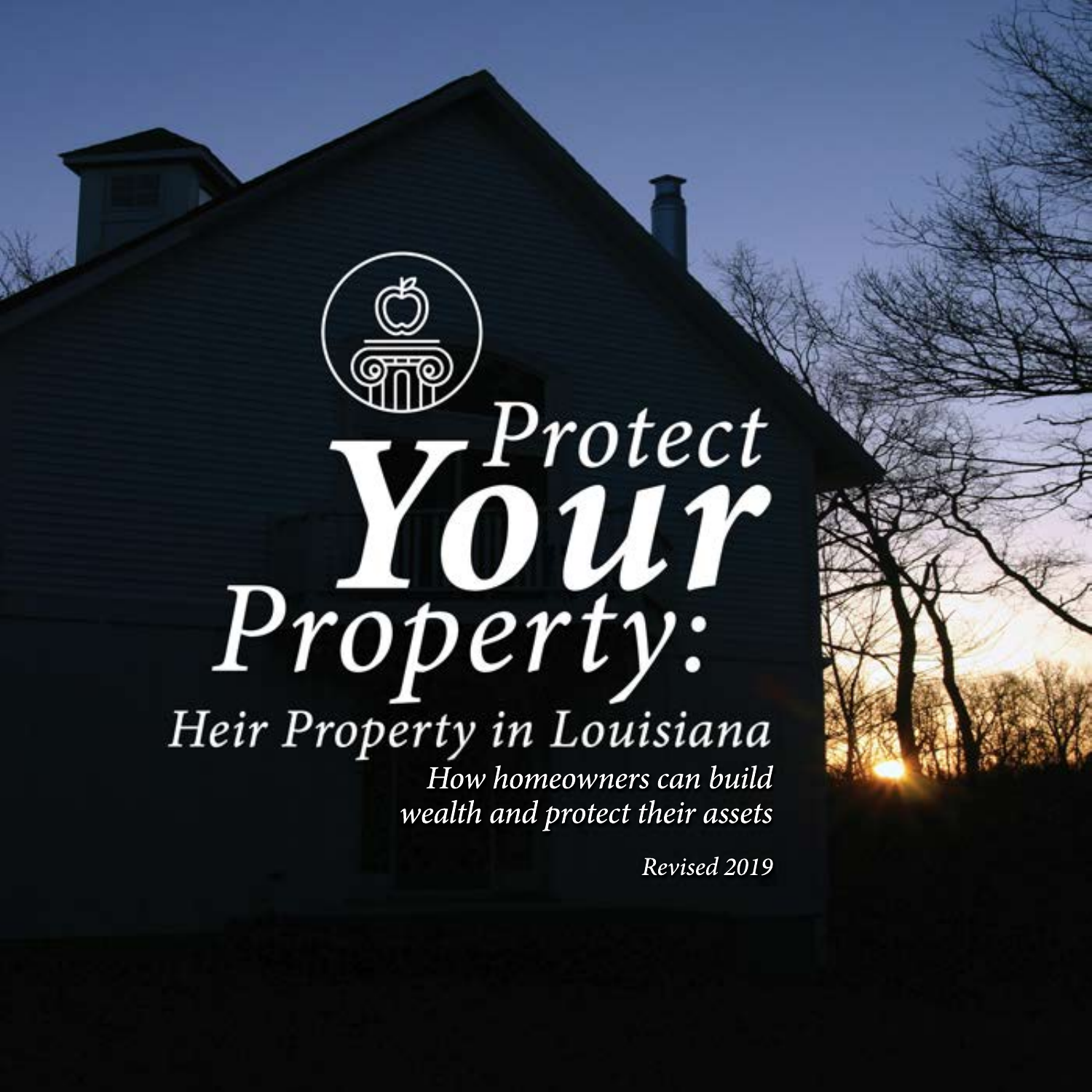# Protect *Your* Property:

## Heir Property in Louisiana

*How homeowners can build wealth and protect their assets*

*Revised 2019*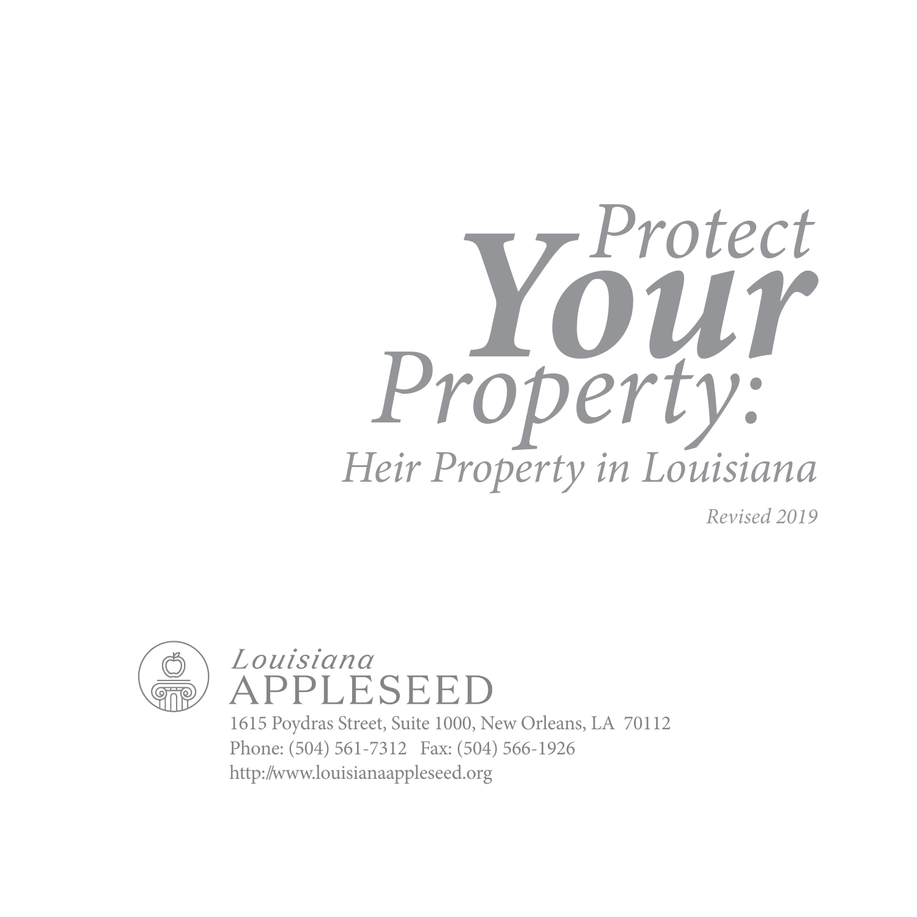# *Protect Your Property:*

## *Heir Property in Louisiana*

*Revised 2019*

*Louisiana*
APPLESEED

1615 Poydras Street, Suite 1000, New Orleans, LA 70112
Phone: (504) 561-7312 Fax: (504) 566-1926
http://www.louisianaappleseed.org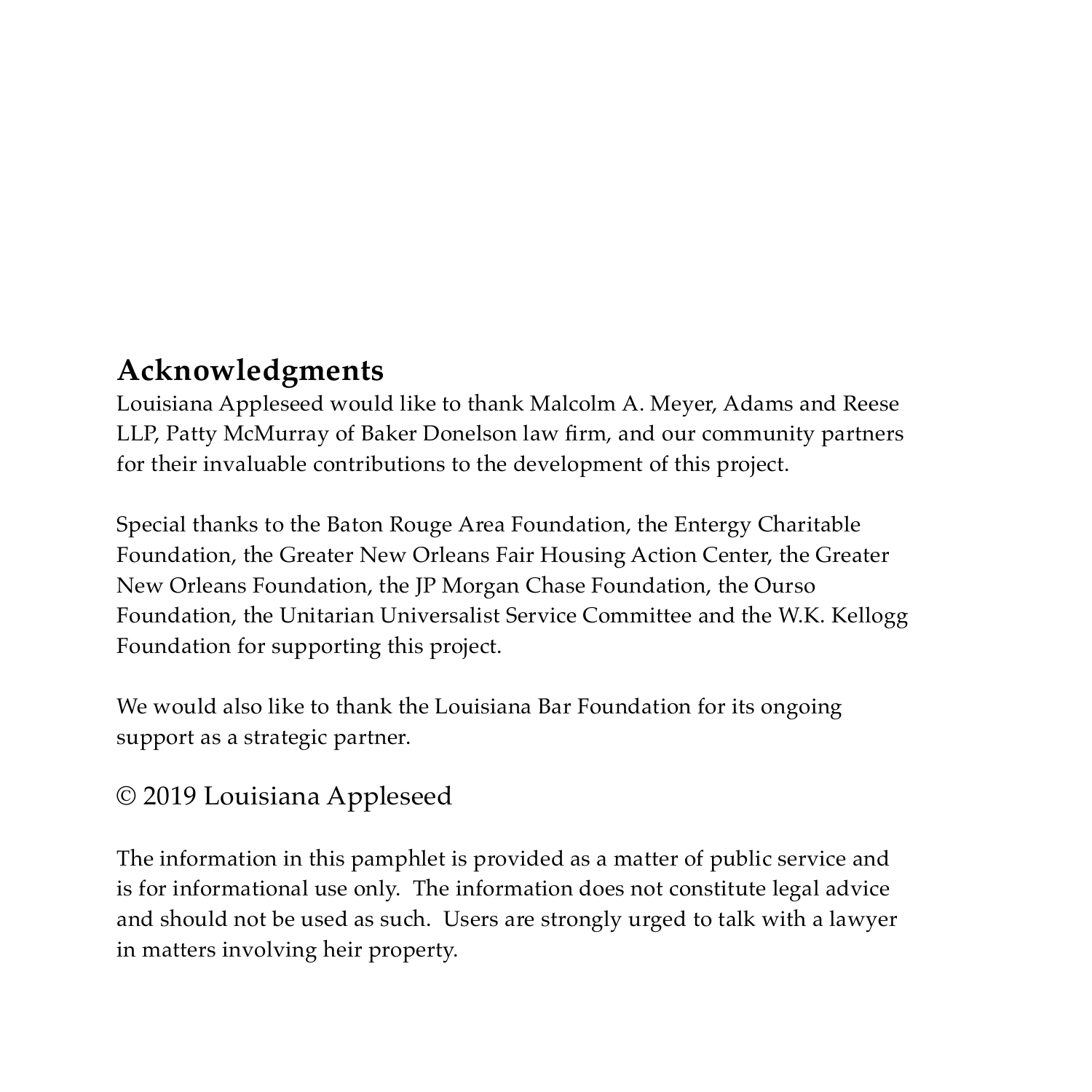## Acknowledgments

Louisiana Appleseed would like to thank Malcolm A. Meyer, Adams and Reese LLP, Patty McMurray of Baker Donelson law firm, and our community partners for their invaluable contributions to the development of this project.

Special thanks to the Baton Rouge Area Foundation, the Entergy Charitable Foundation, the Greater New Orleans Fair Housing Action Center, the Greater New Orleans Foundation, the JP Morgan Chase Foundation, the Ourso Foundation, the Unitarian Universalist Service Committee and the W.K. Kellogg Foundation for supporting this project.

We would also like to thank the Louisiana Bar Foundation for its ongoing support as a strategic partner.

© 2019 Louisiana Appleseed

The information in this pamphlet is provided as a matter of public service and is for informational use only. The information does not constitute legal advice and should not be used as such. Users are strongly urged to talk with a lawyer in matters involving heir property.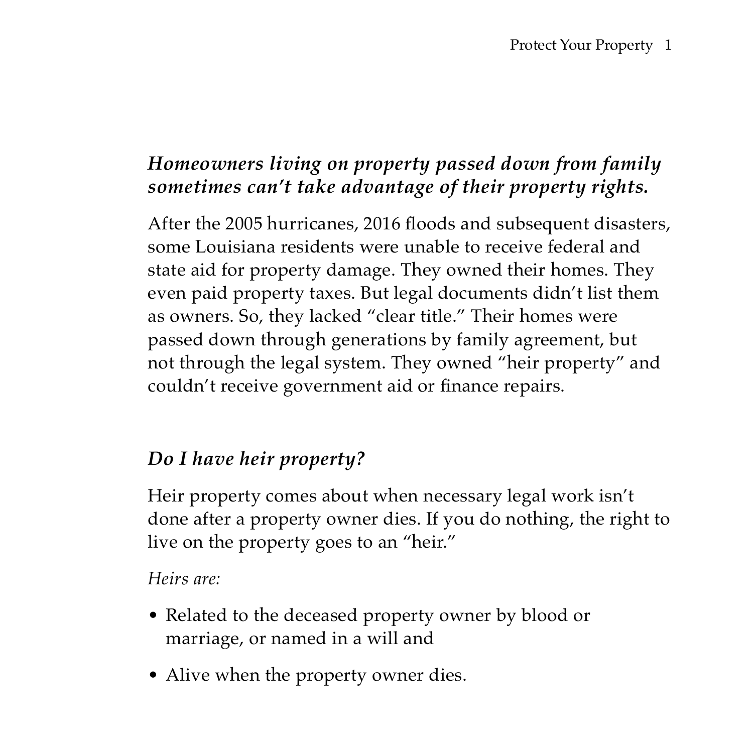### *Homeowners living on property passed down from family sometimes can't take advantage of their property rights.*

After the 2005 hurricanes, 2016 floods and subsequent disasters, some Louisiana residents were unable to receive federal and state aid for property damage. They owned their homes. They even paid property taxes. But legal documents didn't list them as owners. So, they lacked "clear title." Their homes were passed down through generations by family agreement, but not through the legal system. They owned "heir property" and couldn't receive government aid or finance repairs.

### *Do I have heir property?*

Heir property comes about when necessary legal work isn't done after a property owner dies. If you do nothing, the right to live on the property goes to an "heir."

*Heirs are:*

- Related to the deceased property owner by blood or marriage, or named in a will and
- Alive when the property owner dies.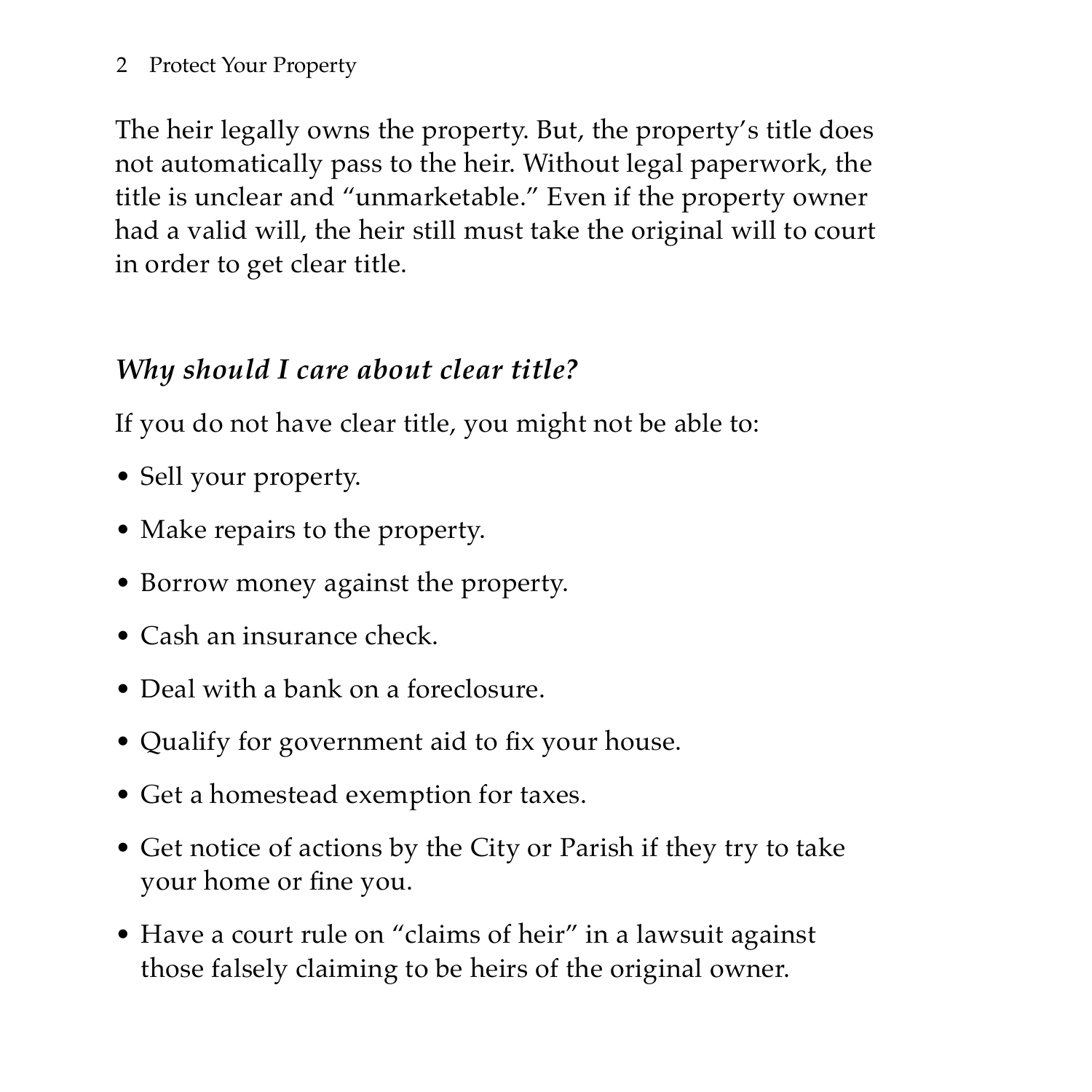The heir legally owns the property. But, the property's title does not automatically pass to the heir. Without legal paperwork, the title is unclear and "unmarketable." Even if the property owner had a valid will, the heir still must take the original will to court in order to get clear title.

### *Why should I care about clear title?*

If you do not have clear title, you might not be able to:

- Sell your property.
- Make repairs to the property.
- Borrow money against the property.
- Cash an insurance check.
- Deal with a bank on a foreclosure.
- Qualify for government aid to fix your house.
- Get a homestead exemption for taxes.
- Get notice of actions by the City or Parish if they try to take your home or fine you.
- Have a court rule on "claims of heir" in a lawsuit against those falsely claiming to be heirs of the original owner.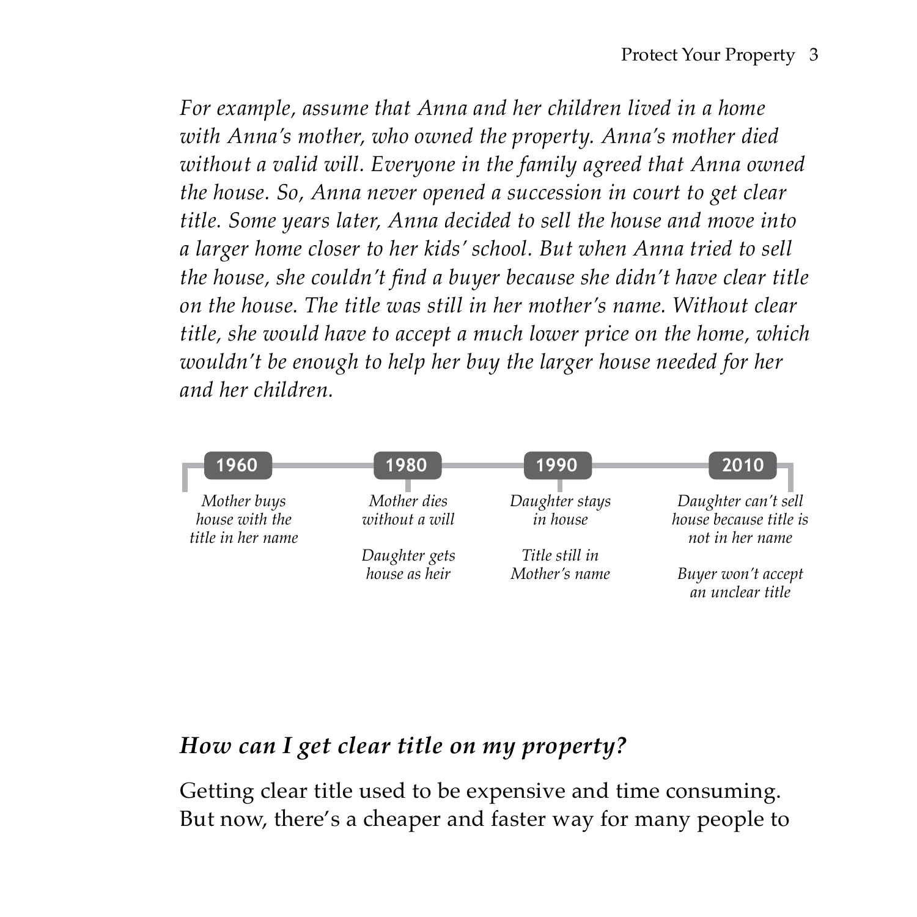*For example, assume that Anna and her children lived in a home with Anna's mother, who owned the property. Anna's mother died without a valid will. Everyone in the family agreed that Anna owned the house. So, Anna never opened a succession in court to get clear title. Some years later, Anna decided to sell the house and move into a larger home closer to her kids' school. But when Anna tried to sell the house, she couldn't find a buyer because she didn't have clear title on the house. The title was still in her mother's name. Without clear title, she would have to accept a much lower price on the home, which wouldn't be enough to help her buy the larger house needed for her and her children.*

| 1960 | 1980 | 1990 | 2010 |
| --- | --- | --- | --- |
| *Mother buys house with the title in her name* | *Mother dies without a will*<br><br>*Daughter gets house as heir* | *Daughter stays in house*<br><br>*Title still in Mother's name* | *Daughter can't sell house because title is not in her name*<br><br>*Buyer won't accept an unclear title* |

### *How can I get clear title on my property?*

Getting clear title used to be expensive and time consuming. But now, there's a cheaper and faster way for many people to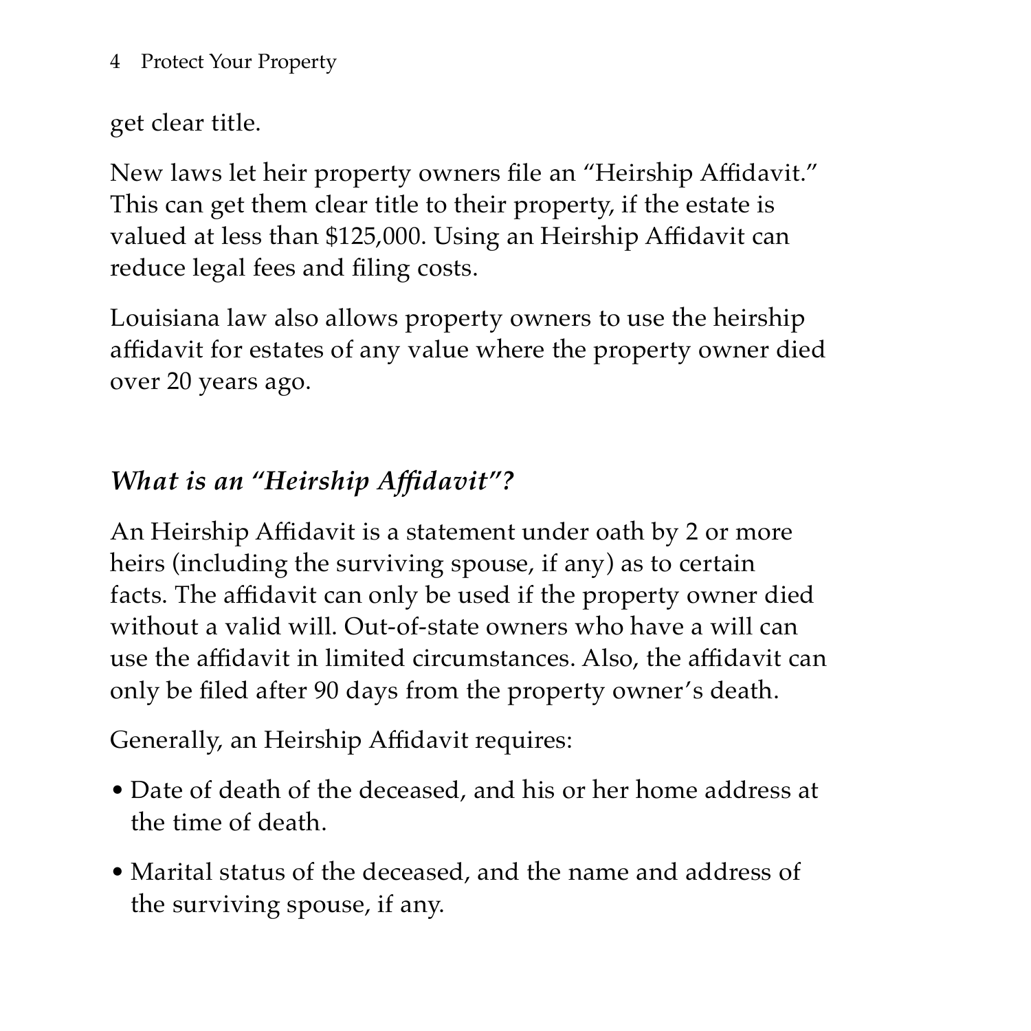get clear title.

New laws let heir property owners file an "Heirship Affidavit." This can get them clear title to their property, if the estate is valued at less than $125,000. Using an Heirship Affidavit can reduce legal fees and filing costs.

Louisiana law also allows property owners to use the heirship affidavit for estates of any value where the property owner died over 20 years ago.

### *What is an "Heirship Affidavit"?*

An Heirship Affidavit is a statement under oath by 2 or more heirs (including the surviving spouse, if any) as to certain facts. The affidavit can only be used if the property owner died without a valid will. Out-of-state owners who have a will can use the affidavit in limited circumstances. Also, the affidavit can only be filed after 90 days from the property owner's death.

Generally, an Heirship Affidavit requires:

- Date of death of the deceased, and his or her home address at the time of death.
- Marital status of the deceased, and the name and address of the surviving spouse, if any.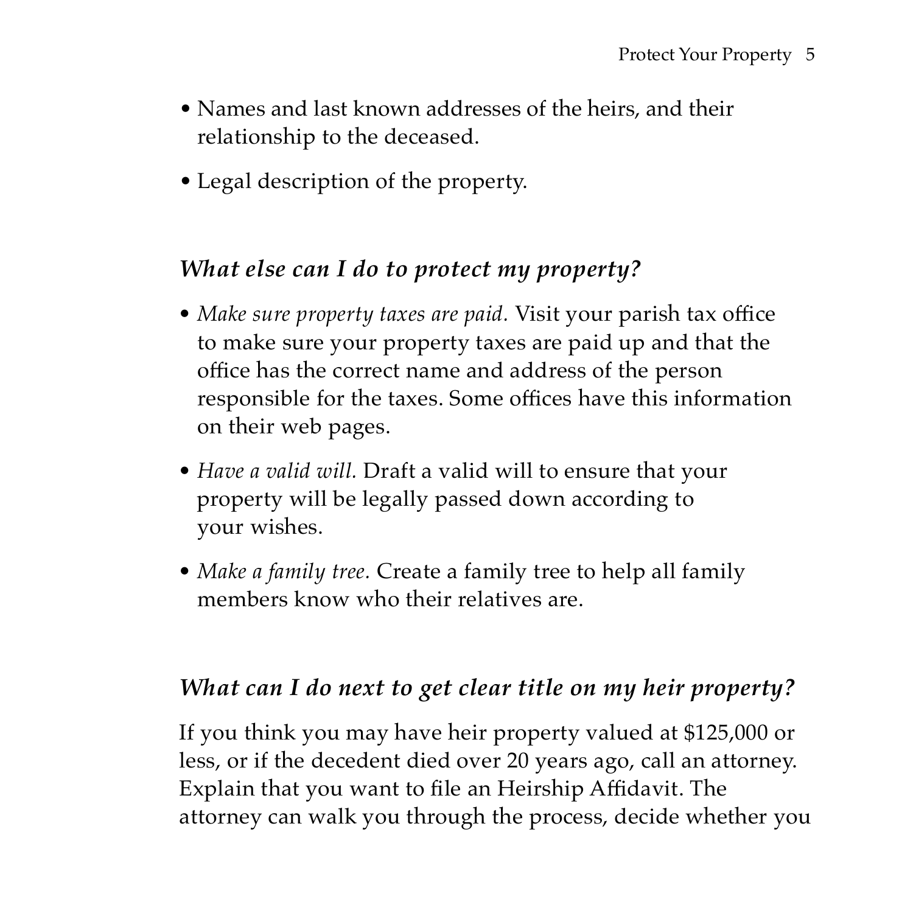- Names and last known addresses of the heirs, and their relationship to the deceased.
- Legal description of the property.

### *What else can I do to protect my property?*

- *Make sure property taxes are paid.* Visit your parish tax office to make sure your property taxes are paid up and that the office has the correct name and address of the person responsible for the taxes. Some offices have this information on their web pages.
- *Have a valid will.* Draft a valid will to ensure that your property will be legally passed down according to your wishes.
- *Make a family tree.* Create a family tree to help all family members know who their relatives are.

### *What can I do next to get clear title on my heir property?*

If you think you may have heir property valued at $125,000 or less, or if the decedent died over 20 years ago, call an attorney. Explain that you want to file an Heirship Affidavit. The attorney can walk you through the process, decide whether you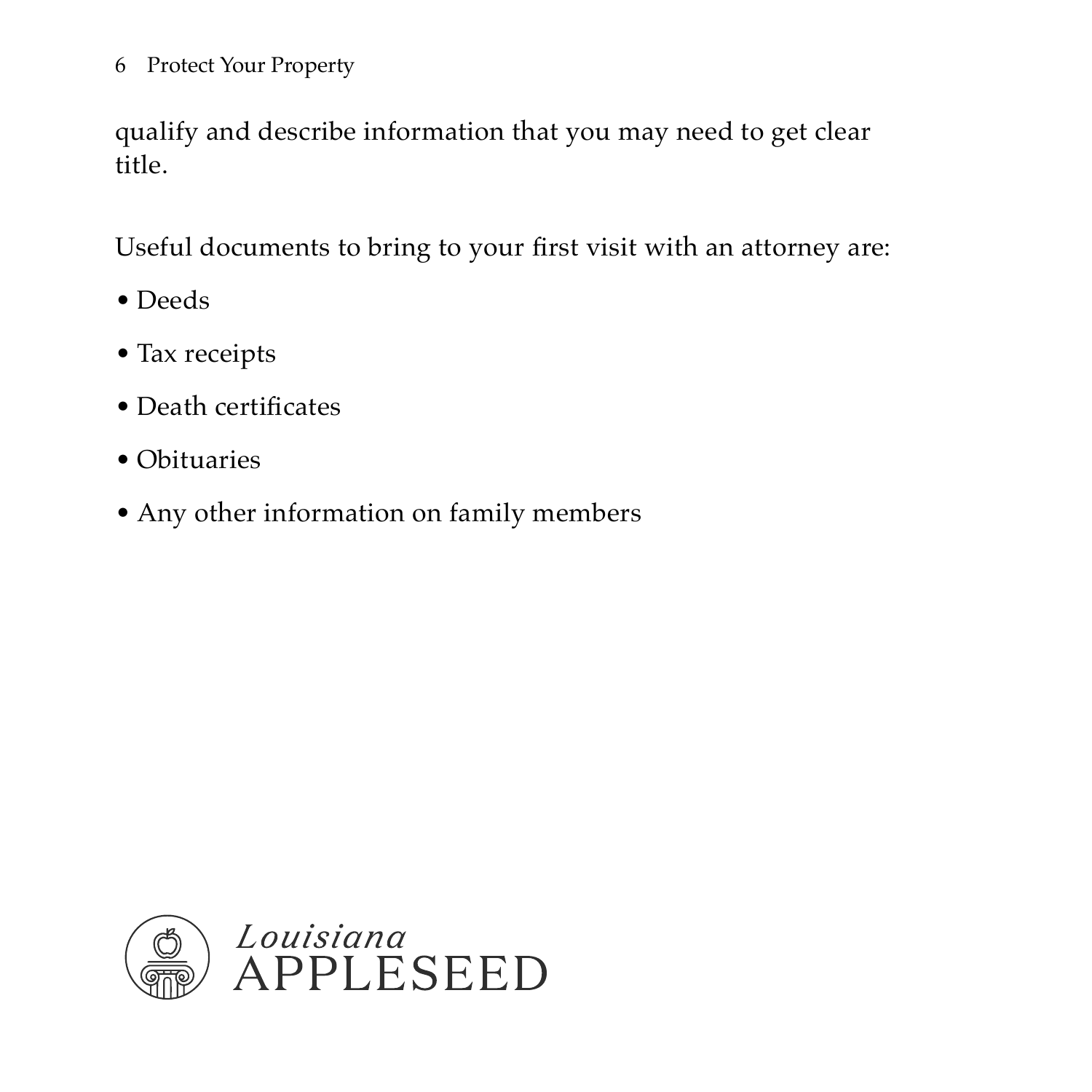qualify and describe information that you may need to get clear title.

Useful documents to bring to your first visit with an attorney are:

- Deeds
- Tax receipts
- Death certificates
- Obituaries
- Any other information on family members

*Louisiana* APPLESEED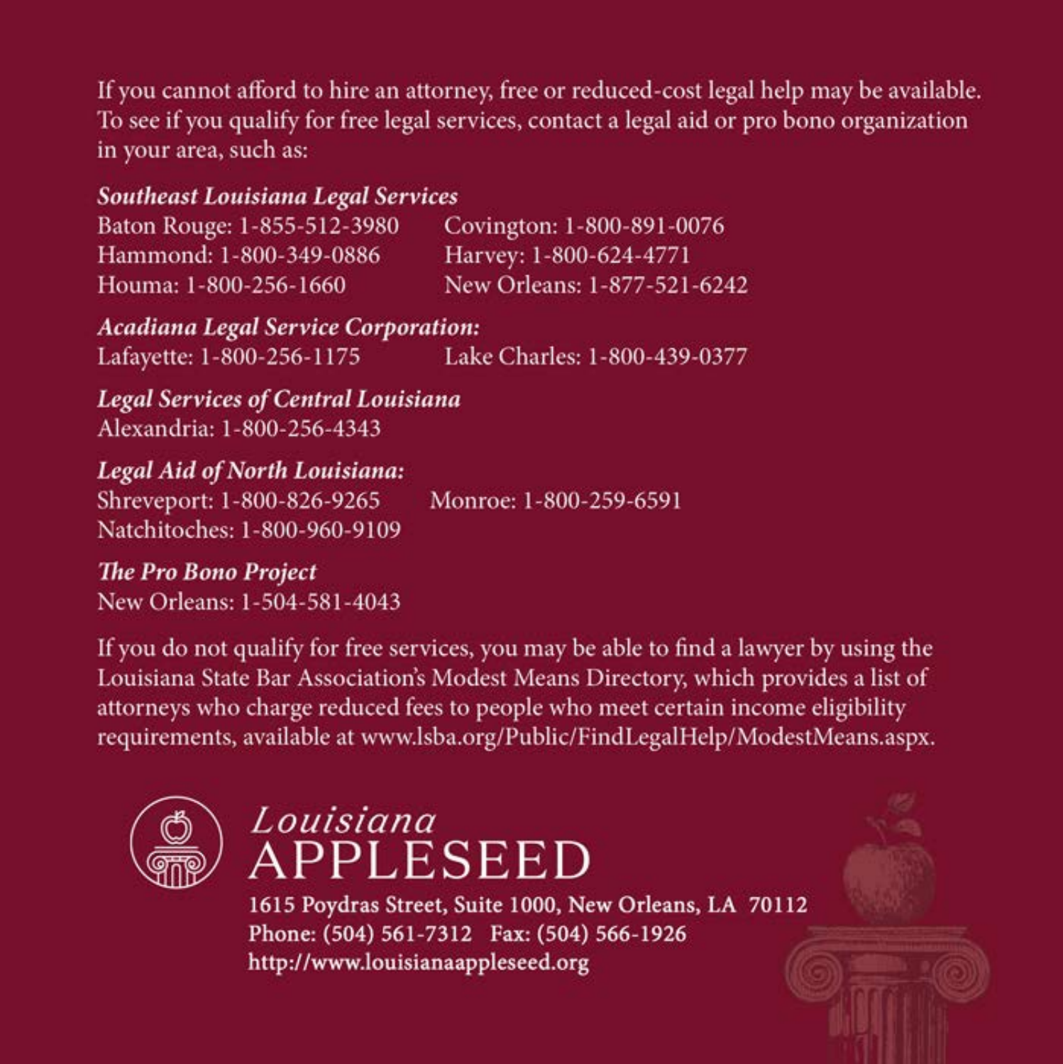If you cannot afford to hire an attorney, free or reduced-cost legal help may be available. To see if you qualify for free legal services, contact a legal aid or pro bono organization in your area, such as:

***Southeast Louisiana Legal Services***

Baton Rouge: 1-855-512-3980

Covington: 1-800-891-0076

Hammond: 1-800-349-0886

Harvey: 1-800-624-4771

Houma: 1-800-256-1660

New Orleans: 1-877-521-6242

***Acadiana Legal Service Corporation:***

Lafayette: 1-800-256-1175

Lake Charles: 1-800-439-0377

***Legal Services of Central Louisiana***

Alexandria: 1-800-256-4343

***Legal Aid of North Louisiana:***

Shreveport: 1-800-826-9265

Monroe: 1-800-259-6591

Natchitoches: 1-800-960-9109

***The Pro Bono Project***

New Orleans: 1-504-581-4043

If you do not qualify for free services, you may be able to find a lawyer by using the Louisiana State Bar Association's Modest Means Directory, which provides a list of attorneys who charge reduced fees to people who meet certain income eligibility requirements, available at www.lsba.org/Public/FindLegalHelp/ModestMeans.aspx.

*Louisiana*
APPLESEED

**1615 Poydras Street, Suite 1000, New Orleans, LA 70112**
**Phone: (504) 561-7312 Fax: (504) 566-1926**
**http://www.louisianaappleseed.org**